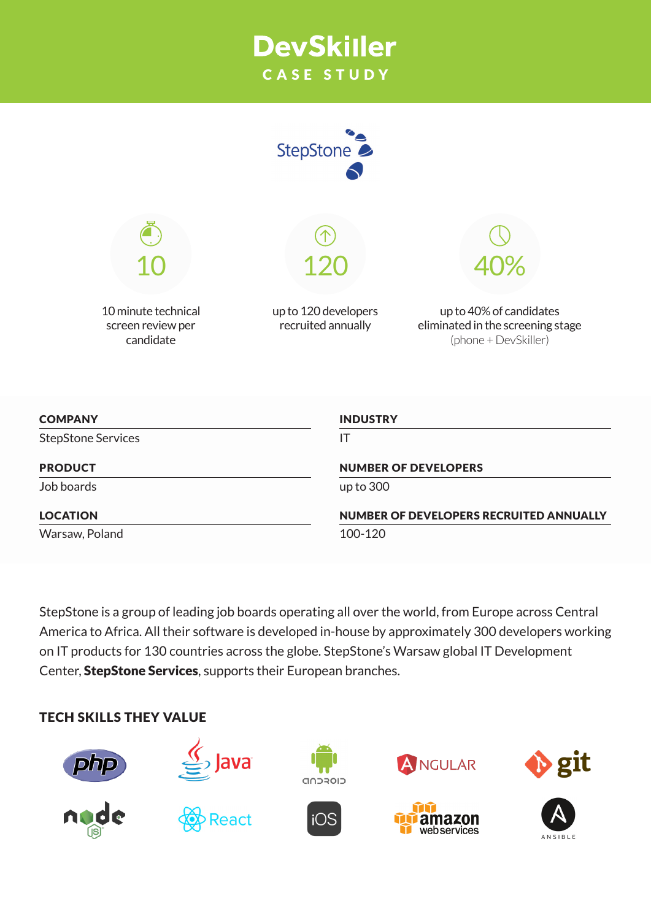# DevSkiller

## CASE STUDY

StepStone

**10**

10 minute technical screen review per candidate

**120**

up to 120 developers recruited annually

**40%**

up to 40% of candidates eliminated in the screening stage (phone + DevSkiller)

**COMPANY**
StepStone Services

**PRODUCT**
Job boards

**LOCATION**
Warsaw, Poland

**INDUSTRY**
IT

**NUMBER OF DEVELOPERS**
up to 300

**NUMBER OF DEVELOPERS RECRUITED ANNUALLY**
100-120

StepStone is a group of leading job boards operating all over the world, from Europe across Central America to Africa. All their software is developed in-house by approximately 300 developers working on IT products for 130 countries across the globe. StepStone's Warsaw global IT Development Center, **StepStone Services**, supports their European branches.

### TECH SKILLS THEY VALUE

php, Java, android, ANGULAR, git, node JS, React, iOS, amazon webservices, ANSIBLE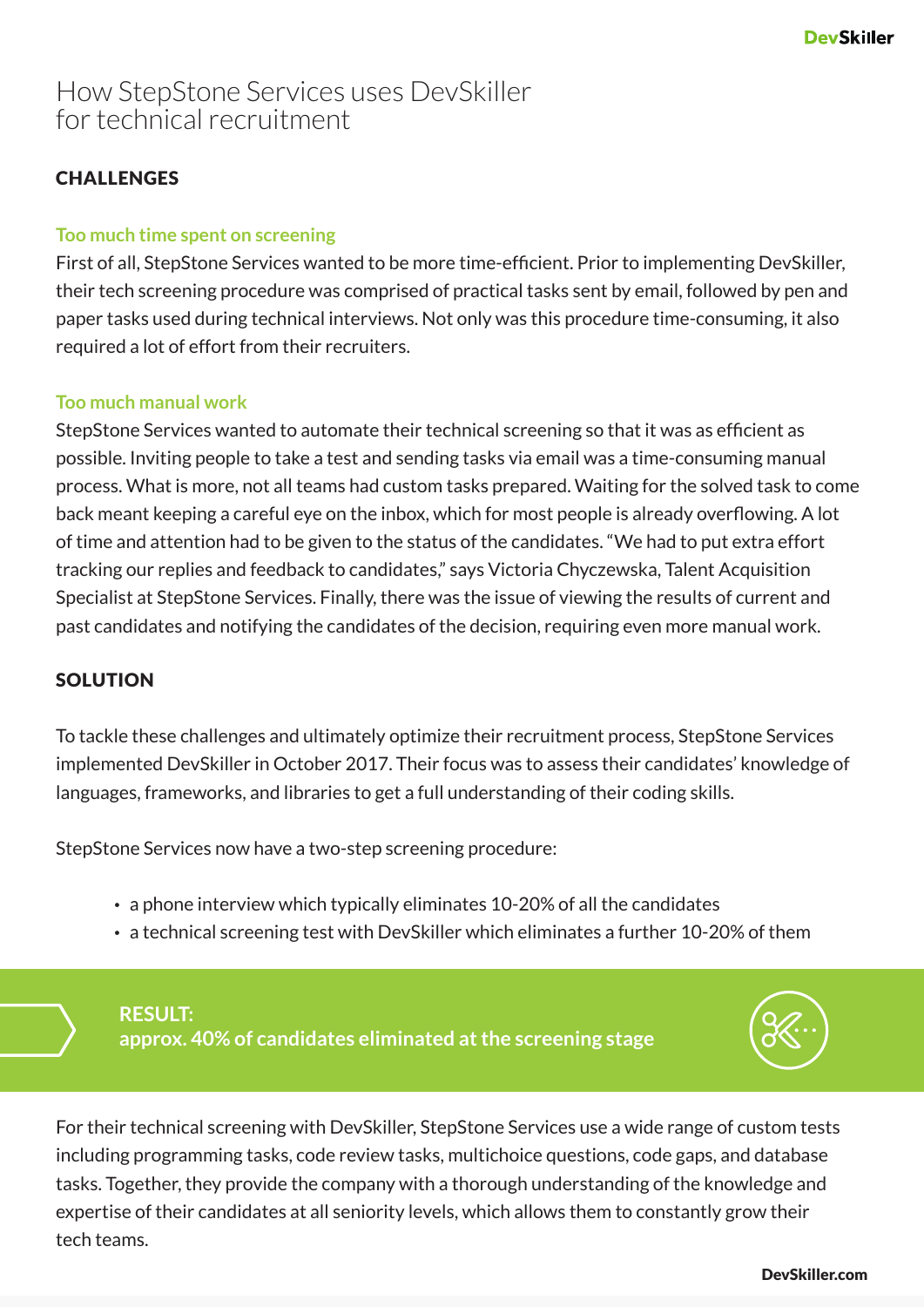# How StepStone Services uses DevSkiller for technical recruitment

## CHALLENGES

### Too much time spent on screening

First of all, StepStone Services wanted to be more time-efficient. Prior to implementing DevSkiller, their tech screening procedure was comprised of practical tasks sent by email, followed by pen and paper tasks used during technical interviews. Not only was this procedure time-consuming, it also required a lot of effort from their recruiters.

### Too much manual work

StepStone Services wanted to automate their technical screening so that it was as efficient as possible. Inviting people to take a test and sending tasks via email was a time-consuming manual process. What is more, not all teams had custom tasks prepared. Waiting for the solved task to come back meant keeping a careful eye on the inbox, which for most people is already overflowing. A lot of time and attention had to be given to the status of the candidates. "We had to put extra effort tracking our replies and feedback to candidates," says Victoria Chyczewska, Talent Acquisition Specialist at StepStone Services. Finally, there was the issue of viewing the results of current and past candidates and notifying the candidates of the decision, requiring even more manual work.

## SOLUTION

To tackle these challenges and ultimately optimize their recruitment process, StepStone Services implemented DevSkiller in October 2017. Their focus was to assess their candidates' knowledge of languages, frameworks, and libraries to get a full understanding of their coding skills.

StepStone Services now have a two-step screening procedure:

- a phone interview which typically eliminates 10-20% of all the candidates
- a technical screening test with DevSkiller which eliminates a further 10-20% of them

**RESULT:**
**approx. 40% of candidates eliminated at the screening stage**

For their technical screening with DevSkiller, StepStone Services use a wide range of custom tests including programming tasks, code review tasks, multichoice questions, code gaps, and database tasks. Together, they provide the company with a thorough understanding of the knowledge and expertise of their candidates at all seniority levels, which allows them to constantly grow their tech teams.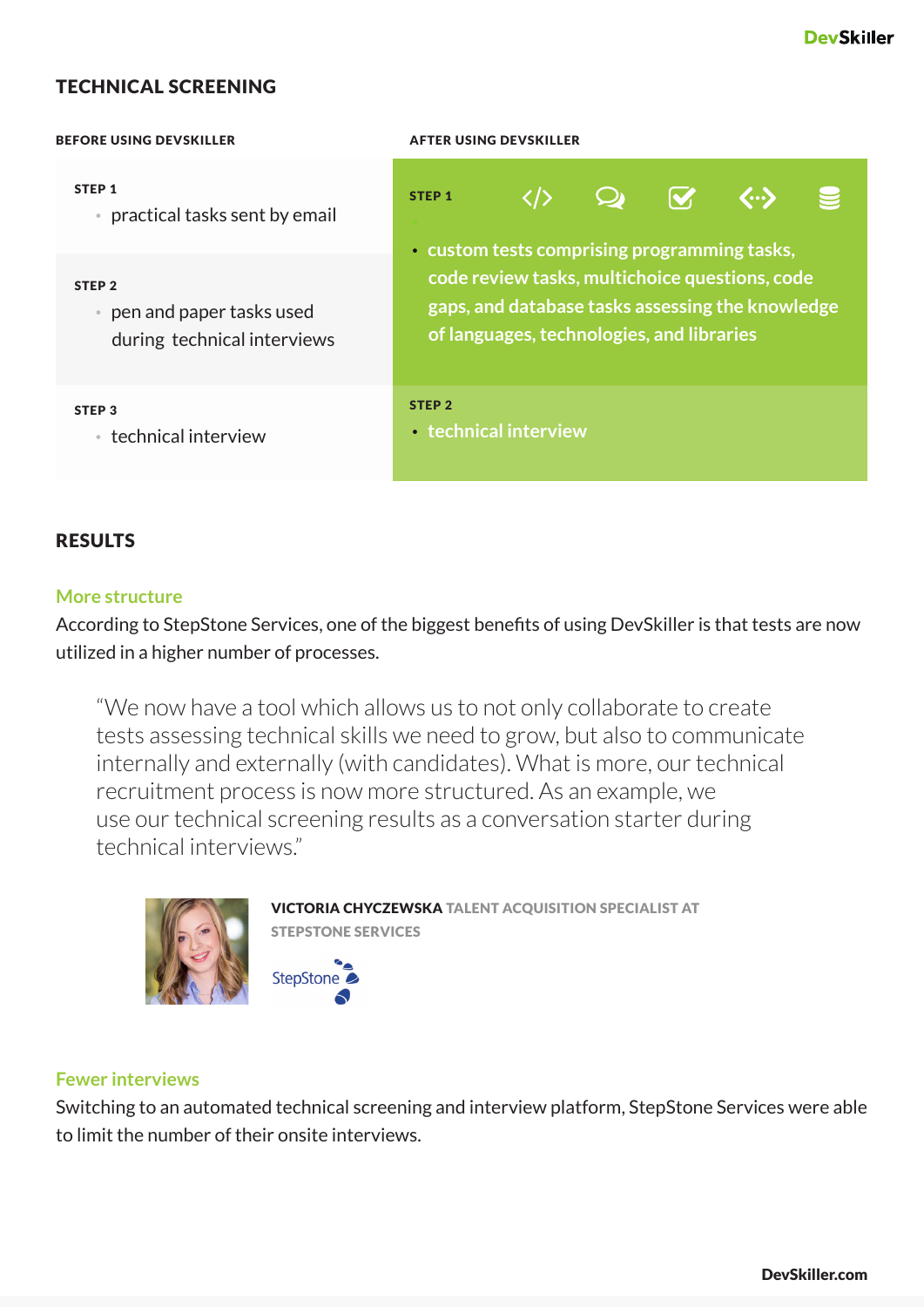## TECHNICAL SCREENING

| BEFORE USING DEVSKILLER | AFTER USING DEVSKILLER |
| --- | --- |
| **STEP 1**<br>• practical tasks sent by email | **STEP 1**<br>• custom tests comprising programming tasks, code review tasks, multichoice questions, code gaps, and database tasks assessing the knowledge of languages, technologies, and libraries |
| **STEP 2**<br>• pen and paper tasks used during technical interviews | **STEP 2**<br>• technical interview |
| **STEP 3**<br>• technical interview | |

## RESULTS

### More structure

According to StepStone Services, one of the biggest benefits of using DevSkiller is that tests are now utilized in a higher number of processes.

> "We now have a tool which allows us to not only collaborate to create tests assessing technical skills we need to grow, but also to communicate internally and externally (with candidates). What is more, our technical recruitment process is now more structured. As an example, we use our technical screening results as a conversation starter during technical interviews."

**VICTORIA CHYCZEWSKA** TALENT ACQUISITION SPECIALIST AT STEPSTONE SERVICES

StepStone

### Fewer interviews

Switching to an automated technical screening and interview platform, StepStone Services were able to limit the number of their onsite interviews.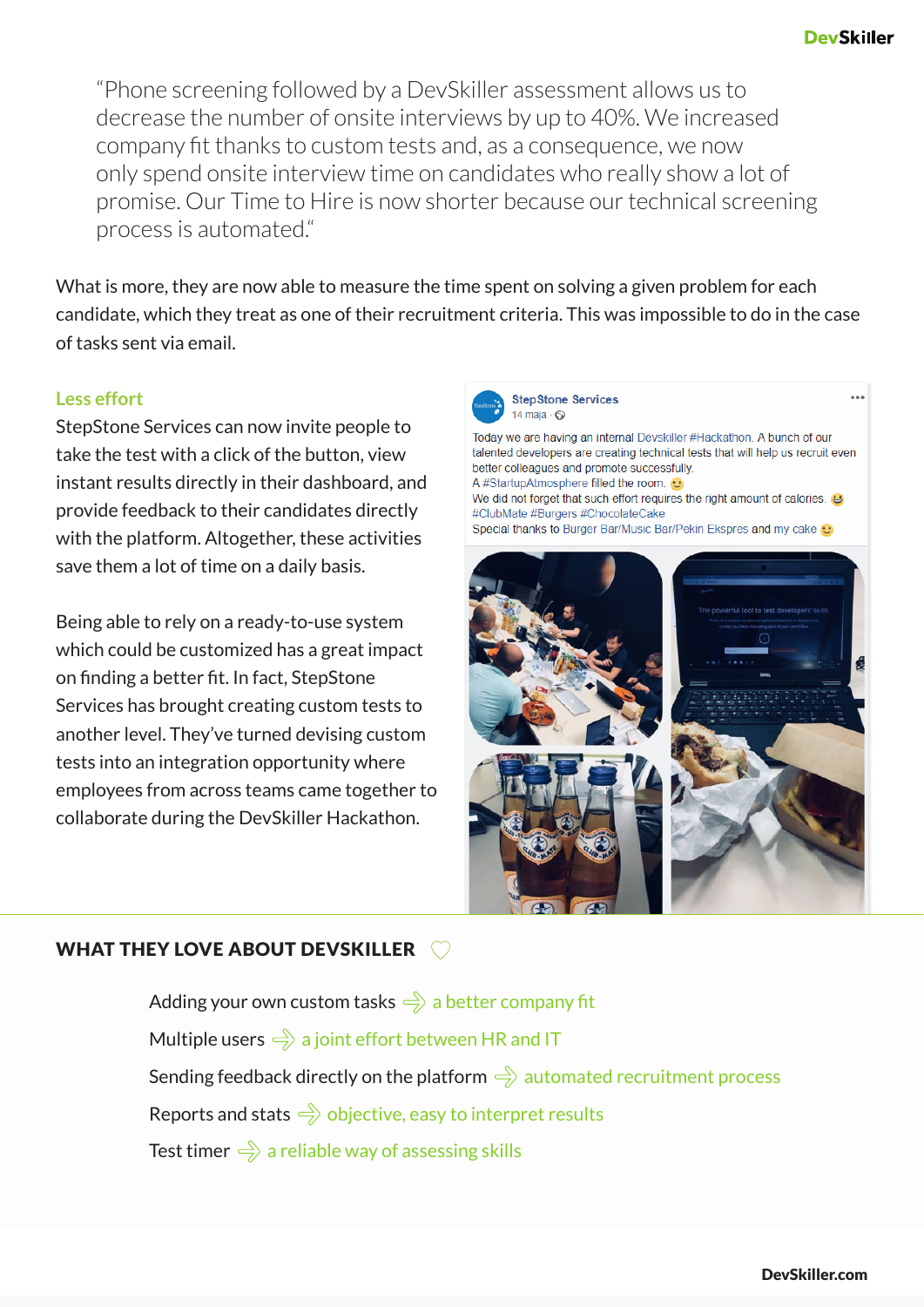"Phone screening followed by a DevSkiller assessment allows us to decrease the number of onsite interviews by up to 40%. We increased company fit thanks to custom tests and, as a consequence, we now only spend onsite interview time on candidates who really show a lot of promise. Our Time to Hire is now shorter because our technical screening process is automated."

What is more, they are now able to measure the time spent on solving a given problem for each candidate, which they treat as one of their recruitment criteria. This was impossible to do in the case of tasks sent via email.

### Less effort

StepStone Services can now invite people to take the test with a click of the button, view instant results directly in their dashboard, and provide feedback to their candidates directly with the platform. Altogether, these activities save them a lot of time on a daily basis.

Being able to rely on a ready-to-use system which could be customized has a great impact on finding a better fit. In fact, StepStone Services has brought creating custom tests to another level. They've turned devising custom tests into an integration opportunity where employees from across teams came together to collaborate during the DevSkiller Hackathon.

**StepStone Services**
14 maja ·

Today we are having an internal Devskiller #Hackathon. A bunch of our talented developers are creating technical tests that will help us recruit even better colleagues and promote successfully.
A #StartupAtmosphere filled the room. 🙂
We did not forget that such effort requires the right amount of calories. 😃
#ClubMate #Burgers #ChocolateCake
Special thanks to Burger Bar/Music Bar/Pekin Ekspres and my cake 🙂

## WHAT THEY LOVE ABOUT DEVSKILLER ♡

- Adding your own custom tasks → a better company fit
- Multiple users → a joint effort between HR and IT
- Sending feedback directly on the platform → automated recruitment process
- Reports and stats → objective, easy to interpret results
- Test timer → a reliable way of assessing skills